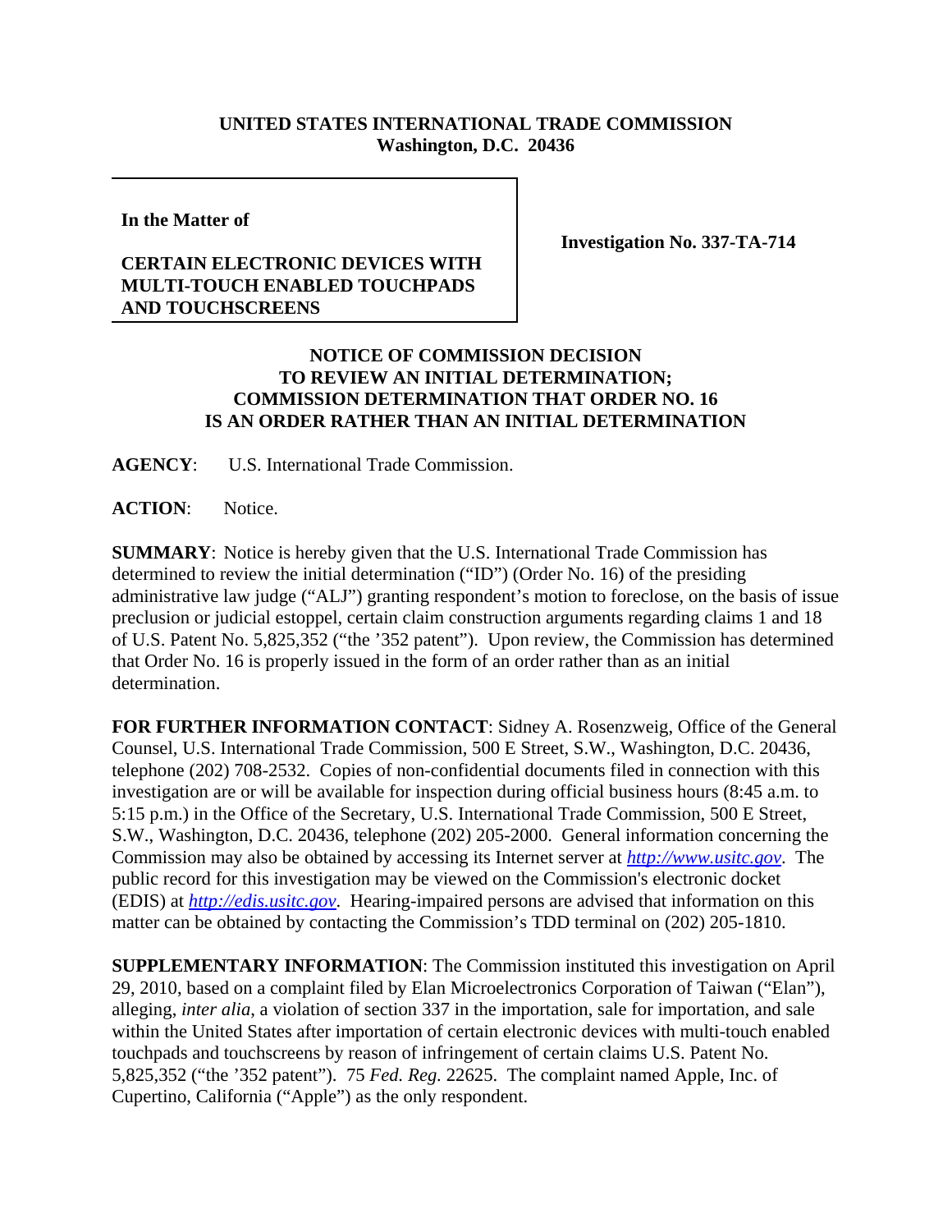**UNITED STATES INTERNATIONAL TRADE COMMISSION**
**Washington, D.C. 20436**

| | |
|---|---|
| **In the Matter of**<br><br>**CERTAIN ELECTRONIC DEVICES WITH MULTI-TOUCH ENABLED TOUCHPADS AND TOUCHSCREENS** | **Investigation No. 337-TA-714** |

**NOTICE OF COMMISSION DECISION TO REVIEW AN INITIAL DETERMINATION; COMMISSION DETERMINATION THAT ORDER NO. 16 IS AN ORDER RATHER THAN AN INITIAL DETERMINATION**

**AGENCY**: U.S. International Trade Commission.

**ACTION**: Notice.

**SUMMARY**: Notice is hereby given that the U.S. International Trade Commission has determined to review the initial determination ("ID") (Order No. 16) of the presiding administrative law judge ("ALJ") granting respondent's motion to foreclose, on the basis of issue preclusion or judicial estoppel, certain claim construction arguments regarding claims 1 and 18 of U.S. Patent No. 5,825,352 ("the '352 patent"). Upon review, the Commission has determined that Order No. 16 is properly issued in the form of an order rather than as an initial determination.

**FOR FURTHER INFORMATION CONTACT**: Sidney A. Rosenzweig, Office of the General Counsel, U.S. International Trade Commission, 500 E Street, S.W., Washington, D.C. 20436, telephone (202) 708-2532. Copies of non-confidential documents filed in connection with this investigation are or will be available for inspection during official business hours (8:45 a.m. to 5:15 p.m.) in the Office of the Secretary, U.S. International Trade Commission, 500 E Street, S.W., Washington, D.C. 20436, telephone (202) 205-2000. General information concerning the Commission may also be obtained by accessing its Internet server at *http://www.usitc.gov*. The public record for this investigation may be viewed on the Commission's electronic docket (EDIS) at *http://edis.usitc.gov*. Hearing-impaired persons are advised that information on this matter can be obtained by contacting the Commission's TDD terminal on (202) 205-1810.

**SUPPLEMENTARY INFORMATION**: The Commission instituted this investigation on April 29, 2010, based on a complaint filed by Elan Microelectronics Corporation of Taiwan ("Elan"), alleging, *inter alia*, a violation of section 337 in the importation, sale for importation, and sale within the United States after importation of certain electronic devices with multi-touch enabled touchpads and touchscreens by reason of infringement of certain claims U.S. Patent No. 5,825,352 ("the '352 patent"). 75 *Fed. Reg.* 22625. The complaint named Apple, Inc. of Cupertino, California ("Apple") as the only respondent.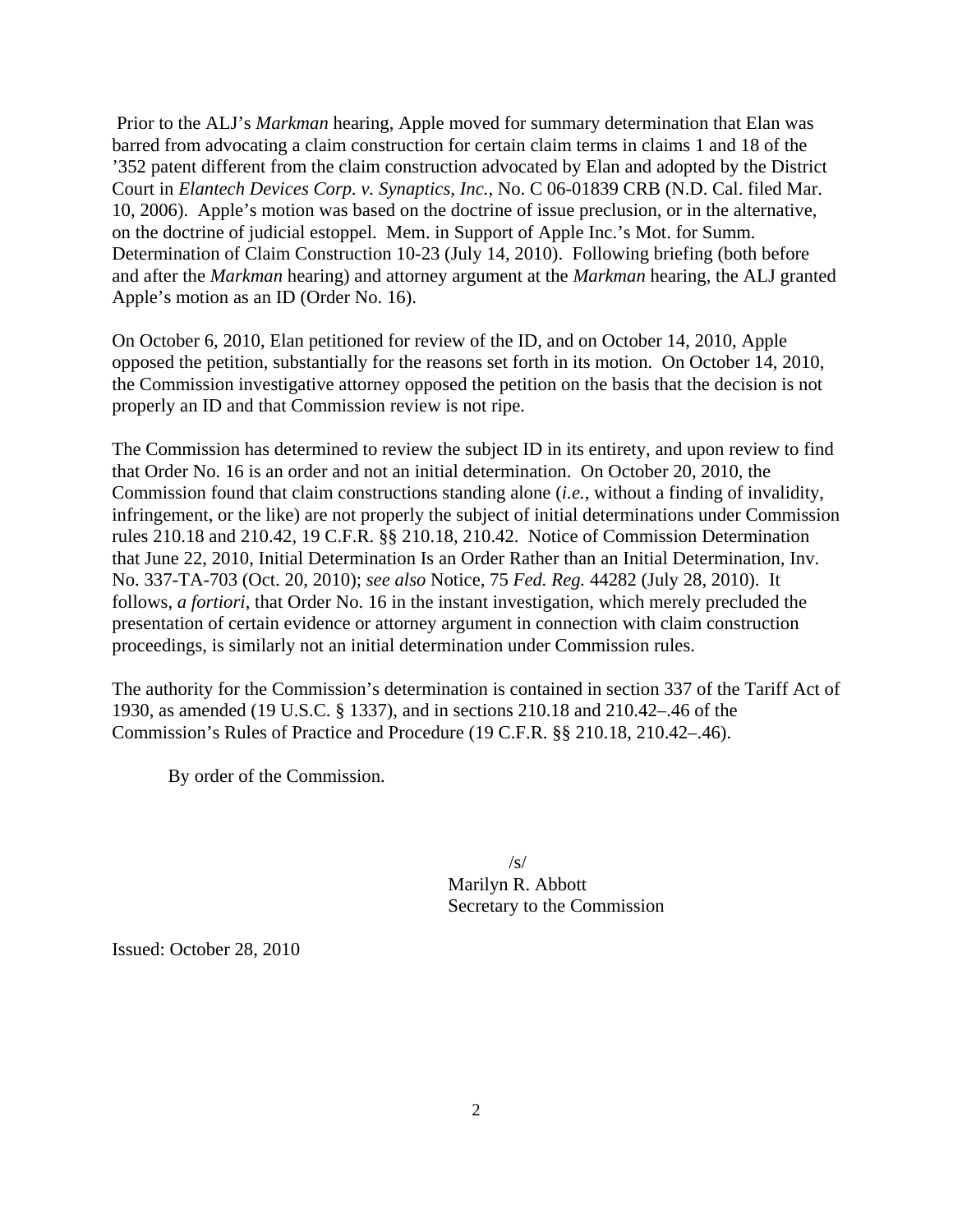Prior to the ALJ's *Markman* hearing, Apple moved for summary determination that Elan was barred from advocating a claim construction for certain claim terms in claims 1 and 18 of the '352 patent different from the claim construction advocated by Elan and adopted by the District Court in *Elantech Devices Corp. v. Synaptics, Inc.*, No. C 06-01839 CRB (N.D. Cal. filed Mar. 10, 2006). Apple's motion was based on the doctrine of issue preclusion, or in the alternative, on the doctrine of judicial estoppel. Mem. in Support of Apple Inc.'s Mot. for Summ. Determination of Claim Construction 10-23 (July 14, 2010). Following briefing (both before and after the *Markman* hearing) and attorney argument at the *Markman* hearing, the ALJ granted Apple's motion as an ID (Order No. 16).

On October 6, 2010, Elan petitioned for review of the ID, and on October 14, 2010, Apple opposed the petition, substantially for the reasons set forth in its motion. On October 14, 2010, the Commission investigative attorney opposed the petition on the basis that the decision is not properly an ID and that Commission review is not ripe.

The Commission has determined to review the subject ID in its entirety, and upon review to find that Order No. 16 is an order and not an initial determination. On October 20, 2010, the Commission found that claim constructions standing alone (*i.e.*, without a finding of invalidity, infringement, or the like) are not properly the subject of initial determinations under Commission rules 210.18 and 210.42, 19 C.F.R. §§ 210.18, 210.42. Notice of Commission Determination that June 22, 2010, Initial Determination Is an Order Rather than an Initial Determination, Inv. No. 337-TA-703 (Oct. 20, 2010); *see also* Notice, 75 *Fed. Reg.* 44282 (July 28, 2010). It follows, *a fortiori*, that Order No. 16 in the instant investigation, which merely precluded the presentation of certain evidence or attorney argument in connection with claim construction proceedings, is similarly not an initial determination under Commission rules.

The authority for the Commission's determination is contained in section 337 of the Tariff Act of 1930, as amended (19 U.S.C. § 1337), and in sections 210.18 and 210.42–.46 of the Commission's Rules of Practice and Procedure (19 C.F.R. §§ 210.18, 210.42–.46).

By order of the Commission.

/s/
Marilyn R. Abbott
Secretary to the Commission

Issued: October 28, 2010